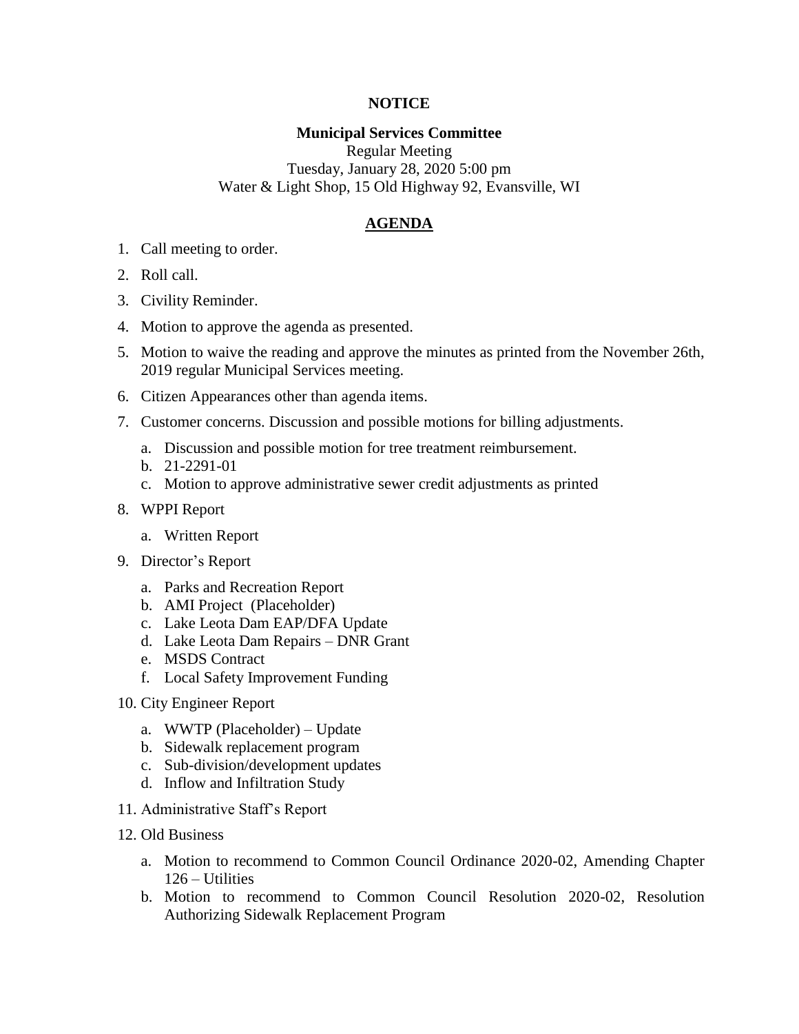**NOTICE**

**Municipal Services Committee**

Regular Meeting

Tuesday, January 28, 2020 5:00 pm

Water & Light Shop, 15 Old Highway 92, Evansville, WI

## AGENDA

1. Call meeting to order.
2. Roll call.
3. Civility Reminder.
4. Motion to approve the agenda as presented.
5. Motion to waive the reading and approve the minutes as printed from the November 26th, 2019 regular Municipal Services meeting.
6. Citizen Appearances other than agenda items.
7. Customer concerns. Discussion and possible motions for billing adjustments.
    a. Discussion and possible motion for tree treatment reimbursement.
    b. 21-2291-01
    c. Motion to approve administrative sewer credit adjustments as printed
8. WPPI Report
    a. Written Report
9. Director's Report
    a. Parks and Recreation Report
    b. AMI Project (Placeholder)
    c. Lake Leota Dam EAP/DFA Update
    d. Lake Leota Dam Repairs – DNR Grant
    e. MSDS Contract
    f. Local Safety Improvement Funding
10. City Engineer Report
    a. WWTP (Placeholder) – Update
    b. Sidewalk replacement program
    c. Sub-division/development updates
    d. Inflow and Infiltration Study
11. Administrative Staff's Report
12. Old Business
    a. Motion to recommend to Common Council Ordinance 2020-02, Amending Chapter 126 – Utilities
    b. Motion to recommend to Common Council Resolution 2020-02, Resolution Authorizing Sidewalk Replacement Program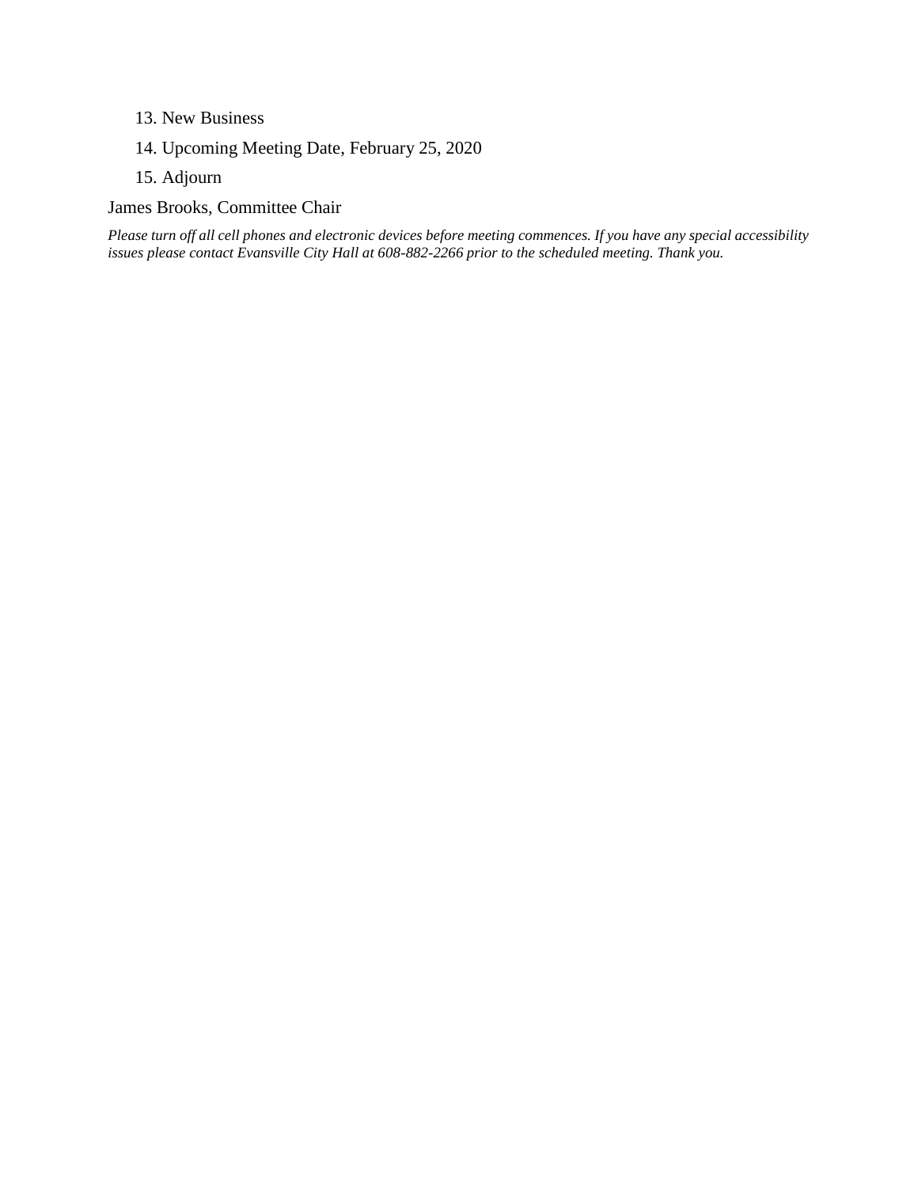13. New Business
14. Upcoming Meeting Date, February 25, 2020
15. Adjourn

James Brooks, Committee Chair

*Please turn off all cell phones and electronic devices before meeting commences. If you have any special accessibility issues please contact Evansville City Hall at 608-882-2266 prior to the scheduled meeting. Thank you.*